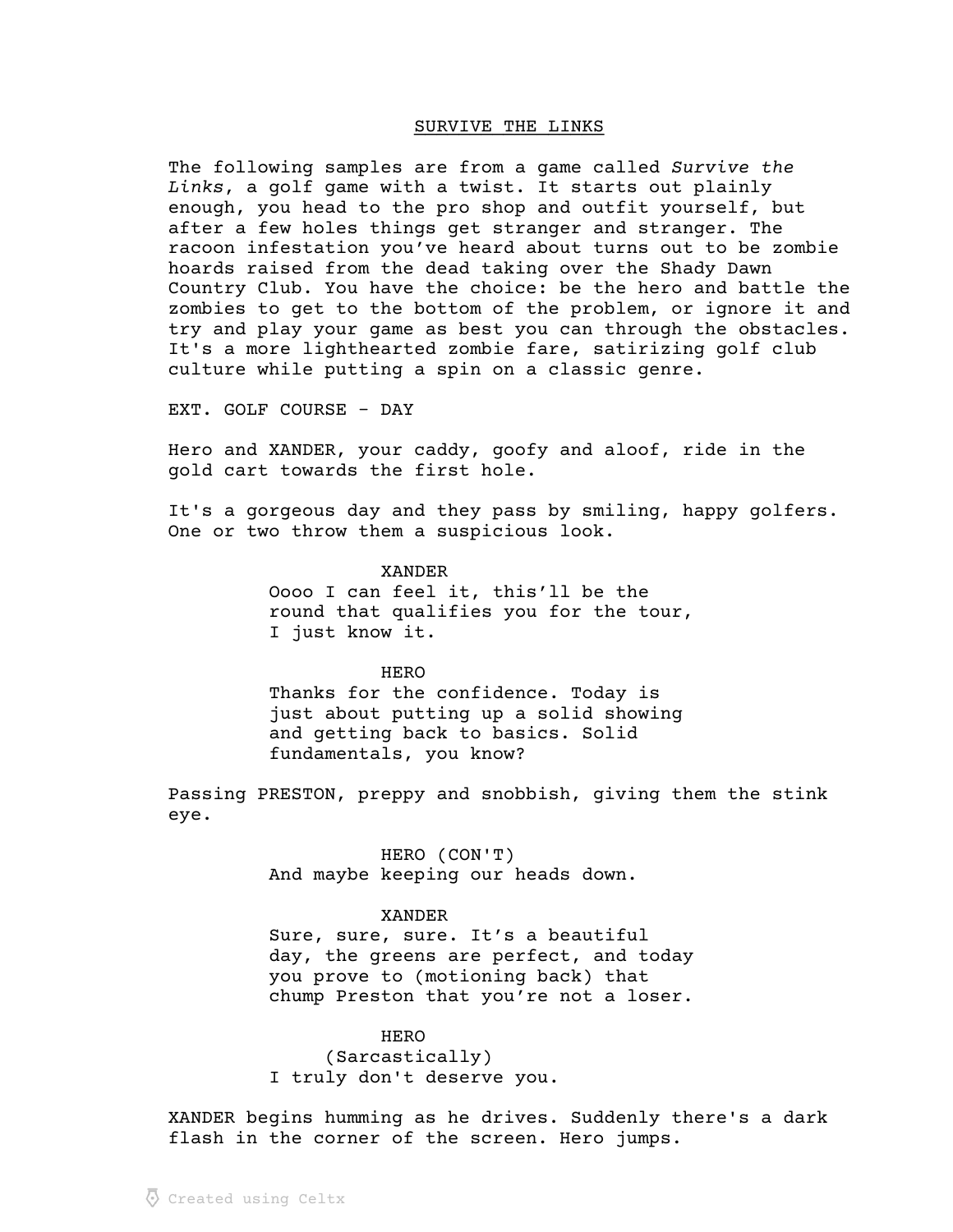# SURVIVE THE LINKS

The following samples are from a game called *Survive the Links*, a golf game with a twist. It starts out plainly enough, you head to the pro shop and outfit yourself, but after a few holes things get stranger and stranger. The racoon infestation you've heard about turns out to be zombie hoards raised from the dead taking over the Shady Dawn Country Club. You have the choice: be the hero and battle the zombies to get to the bottom of the problem, or ignore it and try and play your game as best you can through the obstacles. It's a more lighthearted zombie fare, satirizing golf club culture while putting a spin on a classic genre.

EXT. GOLF COURSE - DAY

Hero and XANDER, your caddy, goofy and aloof, ride in the gold cart towards the first hole.

It's a gorgeous day and they pass by smiling, happy golfers. One or two throw them a suspicious look.

XANDER
Oooo I can feel it, this'll be the round that qualifies you for the tour, I just know it.

HERO
Thanks for the confidence. Today is just about putting up a solid showing and getting back to basics. Solid fundamentals, you know?

Passing PRESTON, preppy and snobbish, giving them the stink eye.

HERO (CON'T)
And maybe keeping our heads down.

XANDER
Sure, sure, sure. It's a beautiful day, the greens are perfect, and today you prove to (motioning back) that chump Preston that you're not a loser.

HERO
(Sarcastically)
I truly don't deserve you.

XANDER begins humming as he drives. Suddenly there's a dark flash in the corner of the screen. Hero jumps.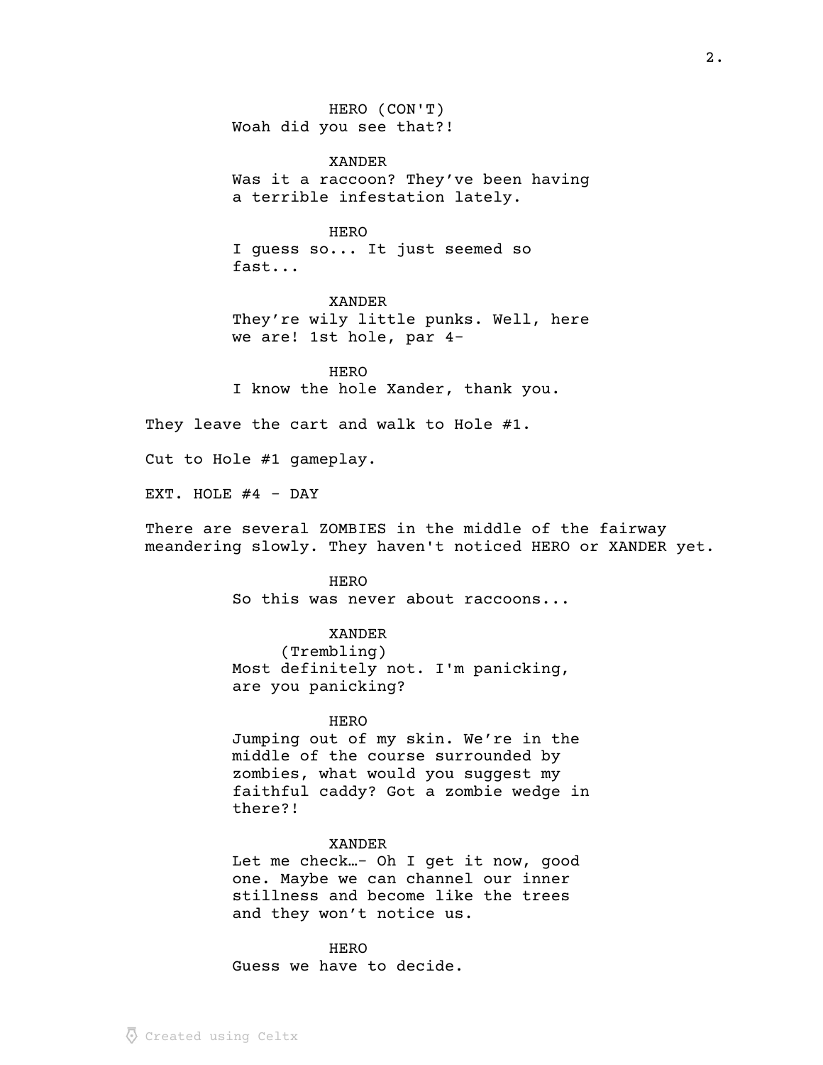HERO (CON'T)
Woah did you see that?!

XANDER
Was it a raccoon? They've been having a terrible infestation lately.

HERO
I guess so... It just seemed so fast...

XANDER
They're wily little punks. Well, here we are! 1st hole, par 4-

HERO
I know the hole Xander, thank you.

They leave the cart and walk to Hole #1.

Cut to Hole #1 gameplay.

EXT. HOLE #4 - DAY

There are several ZOMBIES in the middle of the fairway meandering slowly. They haven't noticed HERO or XANDER yet.

HERO
So this was never about raccoons...

XANDER
(Trembling)
Most definitely not. I'm panicking, are you panicking?

HERO
Jumping out of my skin. We're in the middle of the course surrounded by zombies, what would you suggest my faithful caddy? Got a zombie wedge in there?!

XANDER
Let me check…- Oh I get it now, good one. Maybe we can channel our inner stillness and become like the trees and they won't notice us.

HERO
Guess we have to decide.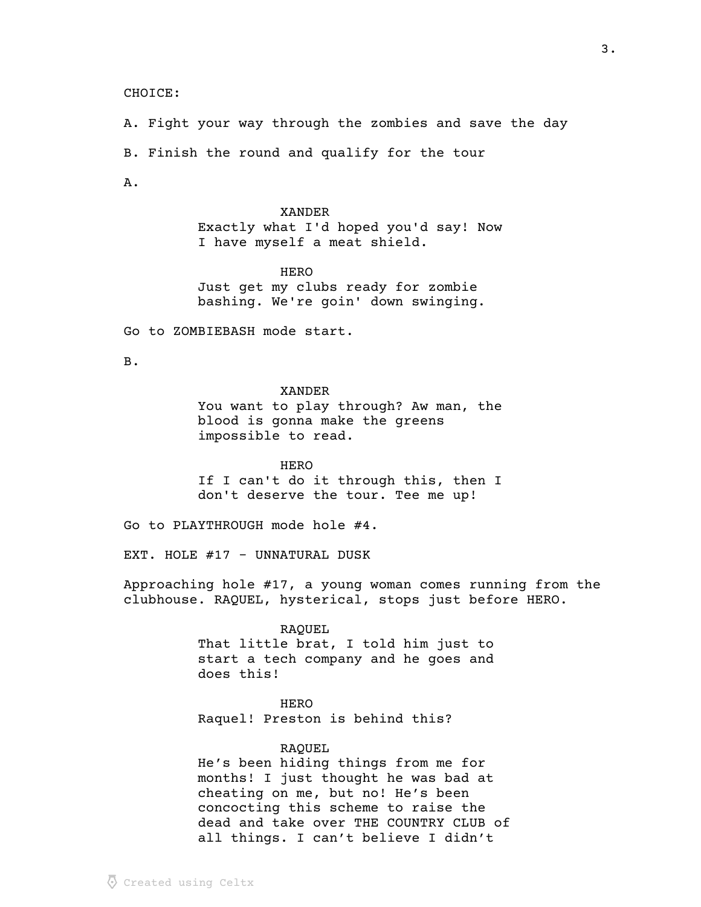CHOICE:

A. Fight your way through the zombies and save the day

B. Finish the round and qualify for the tour

A.

XANDER
Exactly what I'd hoped you'd say! Now I have myself a meat shield.

HERO
Just get my clubs ready for zombie bashing. We're goin' down swinging.

Go to ZOMBIEBASH mode start.

B.

XANDER
You want to play through? Aw man, the blood is gonna make the greens impossible to read.

HERO
If I can't do it through this, then I don't deserve the tour. Tee me up!

Go to PLAYTHROUGH mode hole #4.

EXT. HOLE #17 - UNNATURAL DUSK

Approaching hole #17, a young woman comes running from the clubhouse. RAQUEL, hysterical, stops just before HERO.

RAQUEL
That little brat, I told him just to start a tech company and he goes and does this!

HERO
Raquel! Preston is behind this?

RAQUEL
He's been hiding things from me for months! I just thought he was bad at cheating on me, but no! He's been concocting this scheme to raise the dead and take over THE COUNTRY CLUB of all things. I can't believe I didn't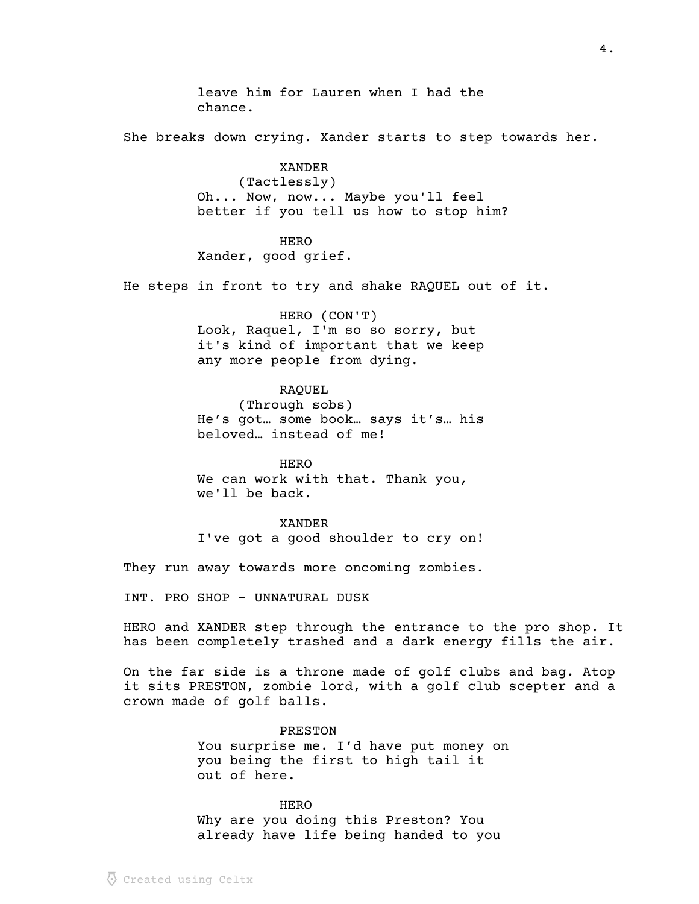leave him for Lauren when I had the chance.

She breaks down crying. Xander starts to step towards her.

XANDER
(Tactlessly)
Oh... Now, now... Maybe you'll feel better if you tell us how to stop him?

HERO
Xander, good grief.

He steps in front to try and shake RAQUEL out of it.

HERO (CON'T)
Look, Raquel, I'm so so sorry, but it's kind of important that we keep any more people from dying.

RAQUEL
(Through sobs)
He's got… some book… says it's… his beloved… instead of me!

HERO
We can work with that. Thank you, we'll be back.

XANDER
I've got a good shoulder to cry on!

They run away towards more oncoming zombies.

INT. PRO SHOP - UNNATURAL DUSK

HERO and XANDER step through the entrance to the pro shop. It has been completely trashed and a dark energy fills the air.

On the far side is a throne made of golf clubs and bag. Atop it sits PRESTON, zombie lord, with a golf club scepter and a crown made of golf balls.

PRESTON
You surprise me. I'd have put money on you being the first to high tail it out of here.

HERO
Why are you doing this Preston? You already have life being handed to you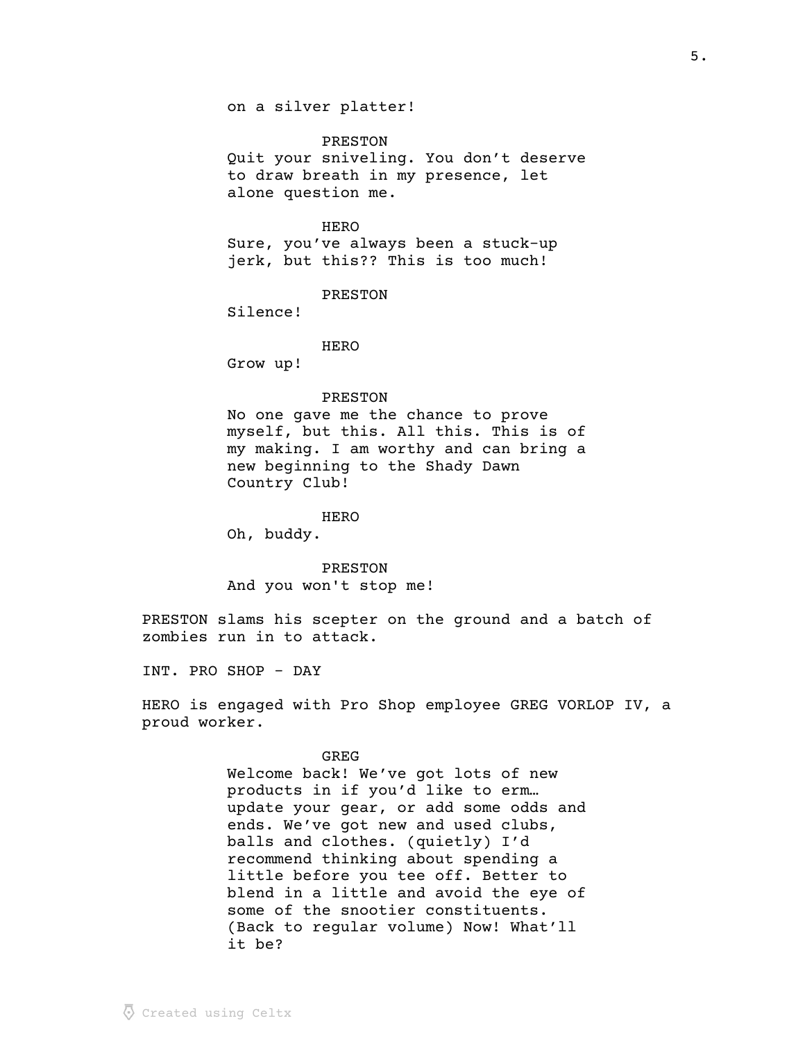on a silver platter!

PRESTON
Quit your sniveling. You don't deserve to draw breath in my presence, let alone question me.

HERO
Sure, you've always been a stuck-up jerk, but this?? This is too much!

PRESTON
Silence!

HERO
Grow up!

PRESTON
No one gave me the chance to prove myself, but this. All this. This is of my making. I am worthy and can bring a new beginning to the Shady Dawn Country Club!

HERO
Oh, buddy.

PRESTON
And you won't stop me!

PRESTON slams his scepter on the ground and a batch of zombies run in to attack.

INT. PRO SHOP - DAY

HERO is engaged with Pro Shop employee GREG VORLOP IV, a proud worker.

GREG
Welcome back! We've got lots of new products in if you'd like to erm… update your gear, or add some odds and ends. We've got new and used clubs, balls and clothes. (quietly) I'd recommend thinking about spending a little before you tee off. Better to blend in a little and avoid the eye of some of the snootier constituents. (Back to regular volume) Now! What'll it be?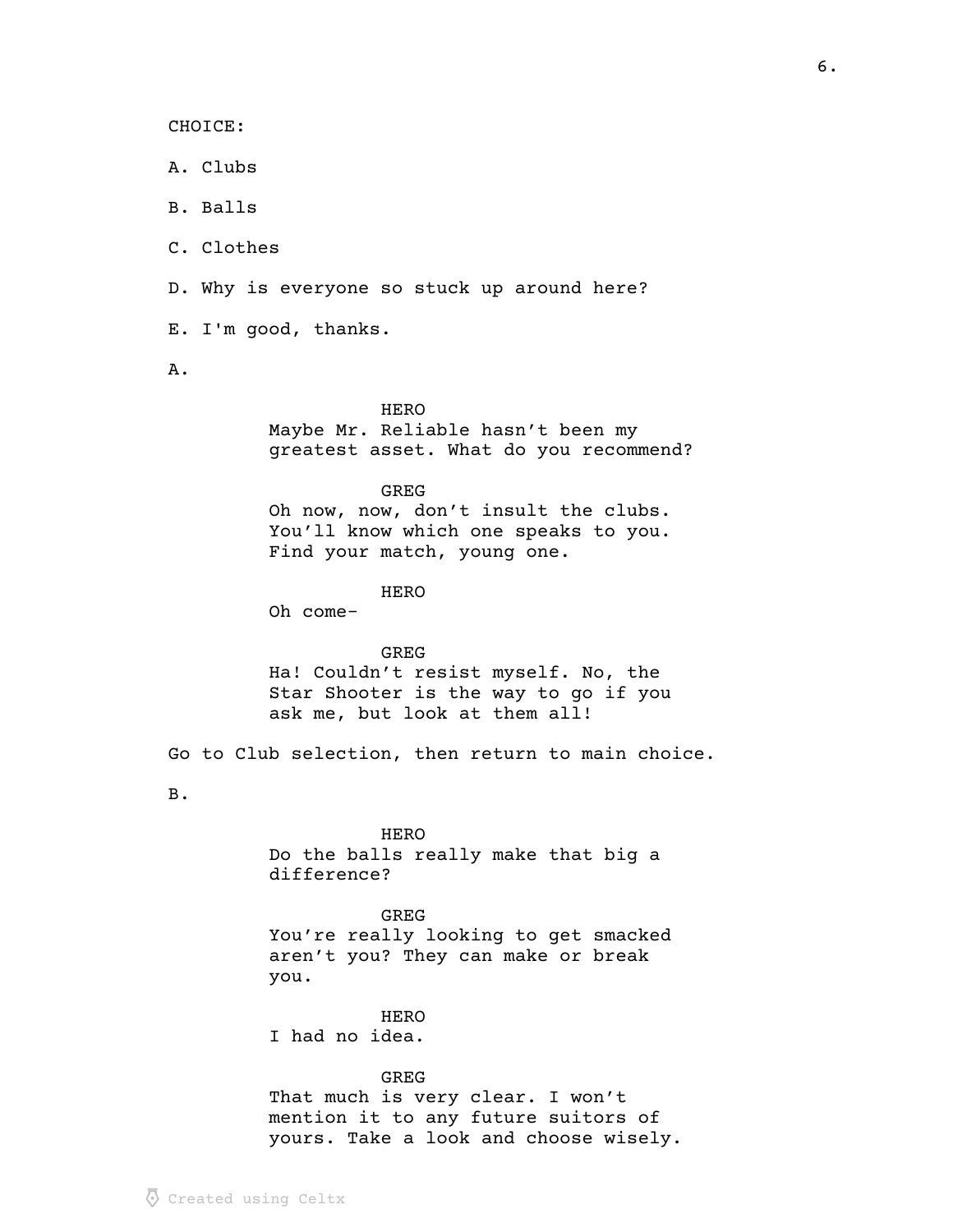CHOICE:

A. Clubs

B. Balls

C. Clothes

D. Why is everyone so stuck up around here?

E. I'm good, thanks.

A.

HERO
Maybe Mr. Reliable hasn't been my greatest asset. What do you recommend?

GREG
Oh now, now, don't insult the clubs. You'll know which one speaks to you. Find your match, young one.

HERO
Oh come-

GREG
Ha! Couldn't resist myself. No, the Star Shooter is the way to go if you ask me, but look at them all!

Go to Club selection, then return to main choice.

B.

HERO
Do the balls really make that big a difference?

GREG
You're really looking to get smacked aren't you? They can make or break you.

HERO
I had no idea.

GREG
That much is very clear. I won't mention it to any future suitors of yours. Take a look and choose wisely.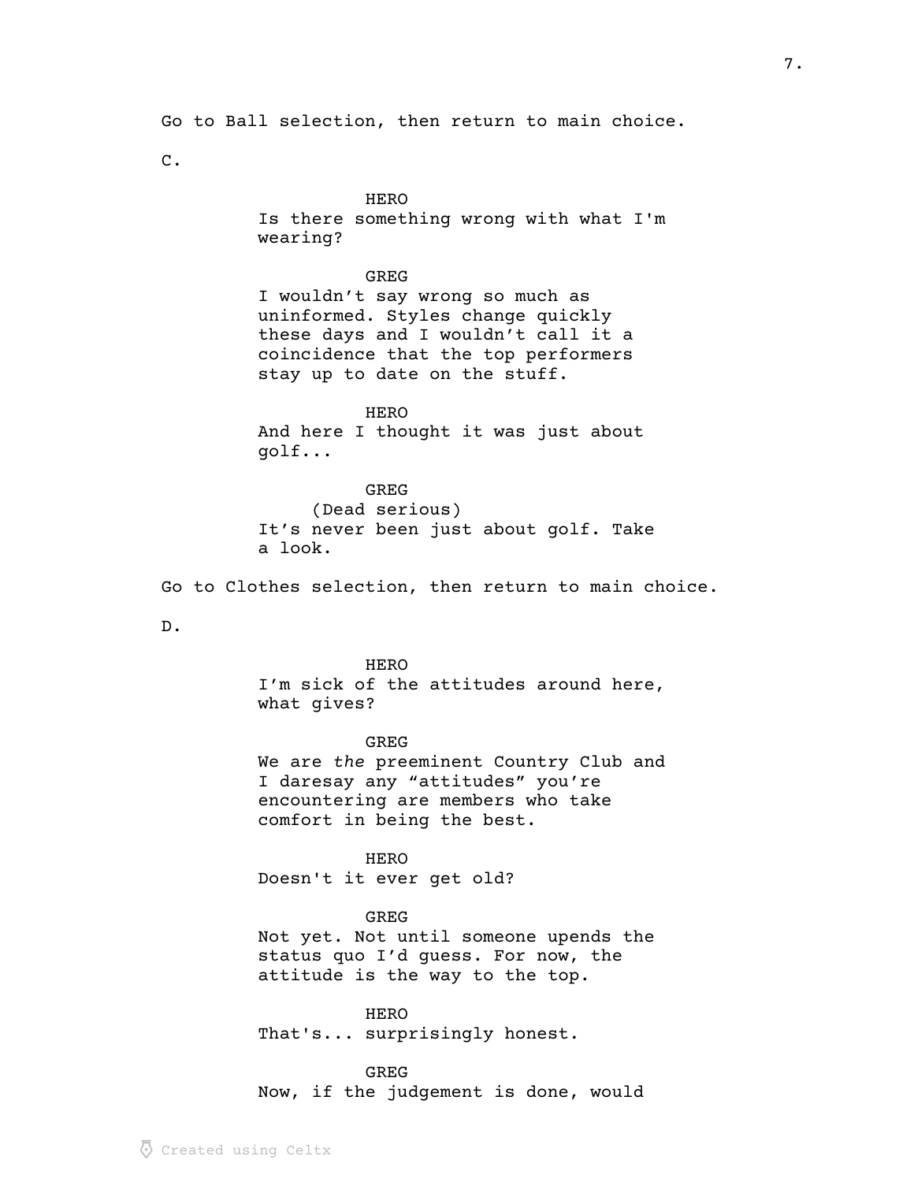Go to Ball selection, then return to main choice.

C.

HERO
Is there something wrong with what I'm wearing?

GREG
I wouldn't say wrong so much as uninformed. Styles change quickly these days and I wouldn't call it a coincidence that the top performers stay up to date on the stuff.

HERO
And here I thought it was just about golf...

GREG
(Dead serious)
It's never been just about golf. Take a look.

Go to Clothes selection, then return to main choice.

D.

HERO
I'm sick of the attitudes around here, what gives?

GREG
We are *the* preeminent Country Club and I daresay any "attitudes" you're encountering are members who take comfort in being the best.

HERO
Doesn't it ever get old?

GREG
Not yet. Not until someone upends the status quo I'd guess. For now, the attitude is the way to the top.

HERO
That's... surprisingly honest.

GREG
Now, if the judgement is done, would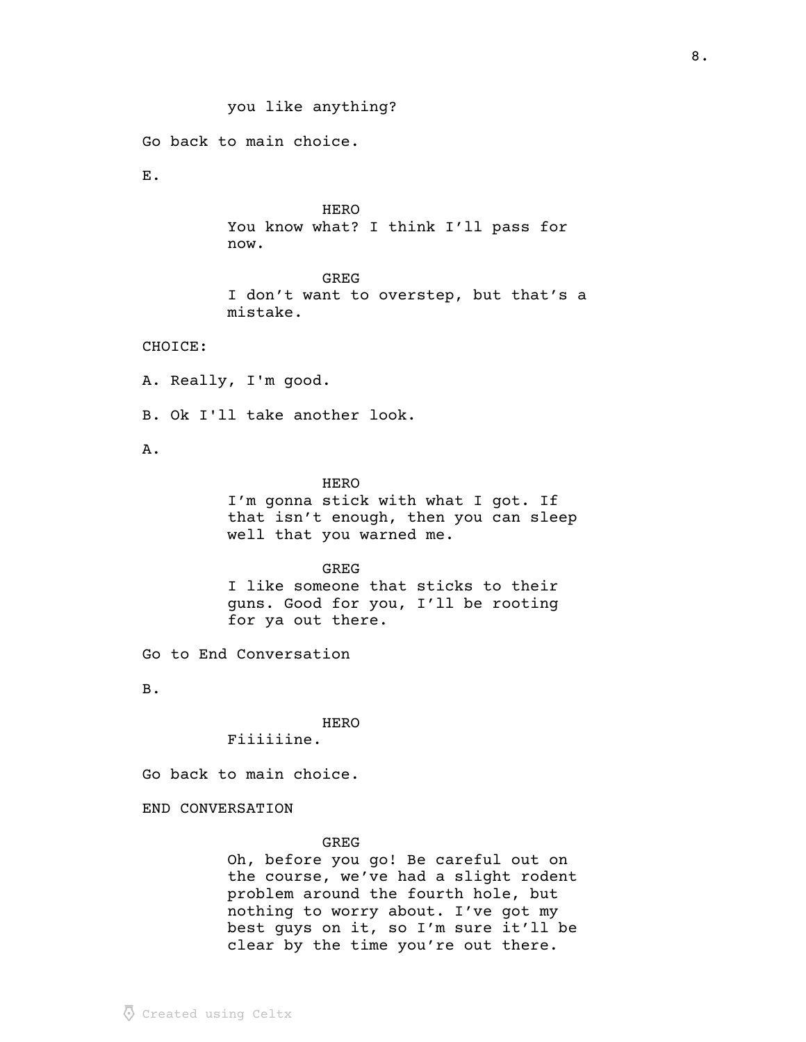you like anything?

Go back to main choice.

E.

HERO
You know what? I think I'll pass for now.

GREG
I don't want to overstep, but that's a mistake.

CHOICE:

A. Really, I'm good.

B. Ok I'll take another look.

A.

HERO
I'm gonna stick with what I got. If that isn't enough, then you can sleep well that you warned me.

GREG
I like someone that sticks to their guns. Good for you, I'll be rooting for ya out there.

Go to End Conversation

B.

HERO
Fiiiiiine.

Go back to main choice.

END CONVERSATION

GREG
Oh, before you go! Be careful out on the course, we've had a slight rodent problem around the fourth hole, but nothing to worry about. I've got my best guys on it, so I'm sure it'll be clear by the time you're out there.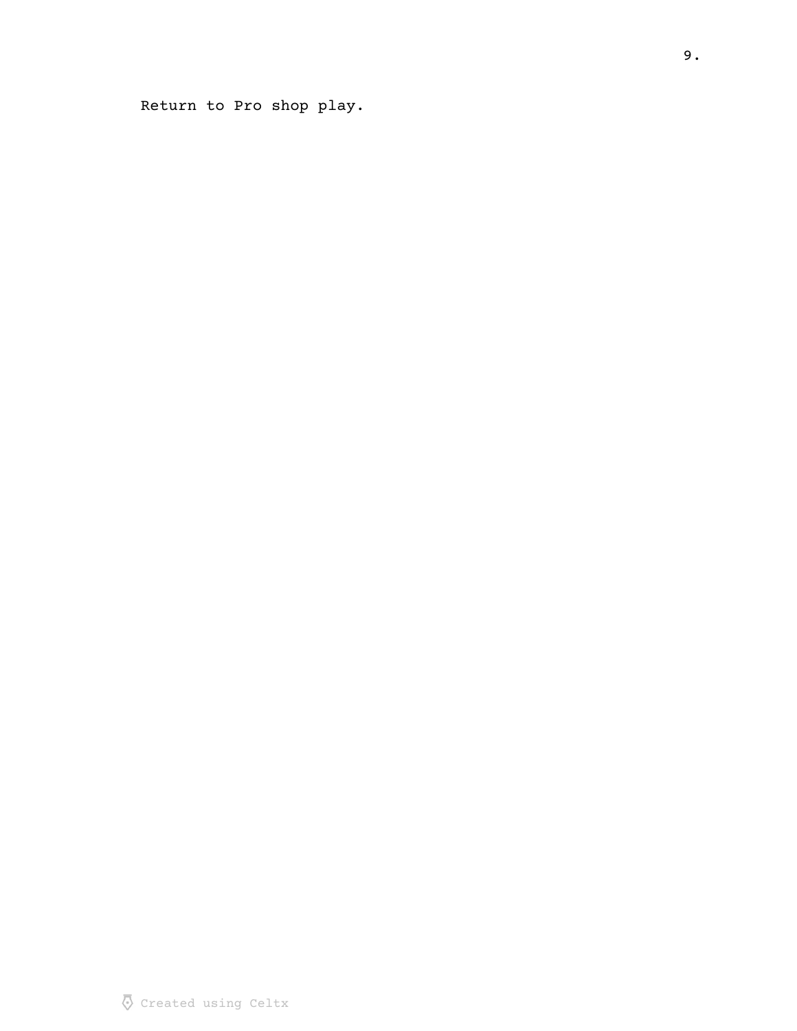Return to Pro shop play.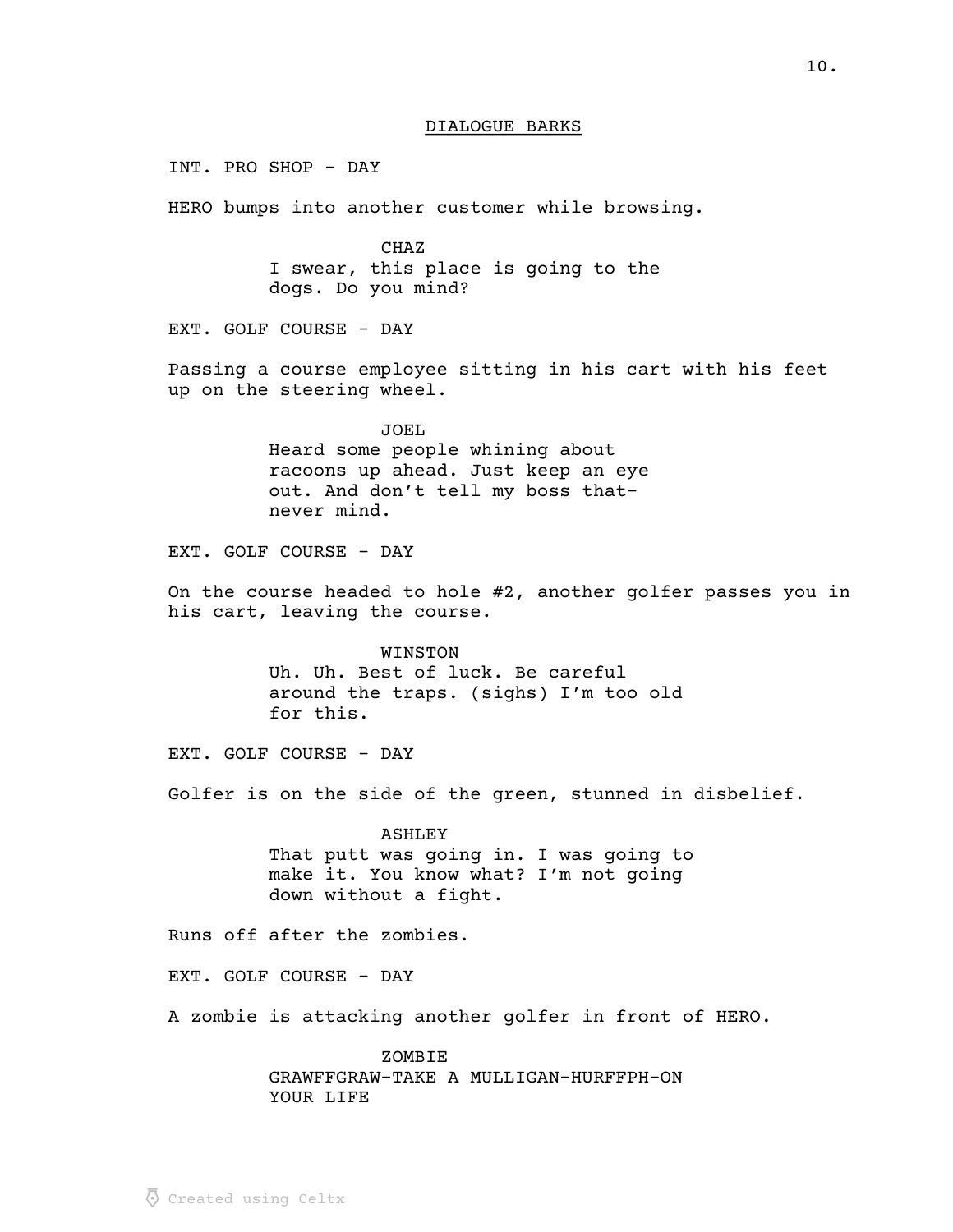## DIALOGUE BARKS

INT. PRO SHOP - DAY

HERO bumps into another customer while browsing.

CHAZ
I swear, this place is going to the dogs. Do you mind?

EXT. GOLF COURSE - DAY

Passing a course employee sitting in his cart with his feet up on the steering wheel.

JOEL
Heard some people whining about racoons up ahead. Just keep an eye out. And don't tell my boss that-never mind.

EXT. GOLF COURSE - DAY

On the course headed to hole #2, another golfer passes you in his cart, leaving the course.

WINSTON
Uh. Uh. Best of luck. Be careful around the traps. (sighs) I'm too old for this.

EXT. GOLF COURSE - DAY

Golfer is on the side of the green, stunned in disbelief.

ASHLEY
That putt was going in. I was going to make it. You know what? I'm not going down without a fight.

Runs off after the zombies.

EXT. GOLF COURSE - DAY

A zombie is attacking another golfer in front of HERO.

ZOMBIE
GRAWFFGRAW-TAKE A MULLIGAN-HURFFPH-ON YOUR LIFE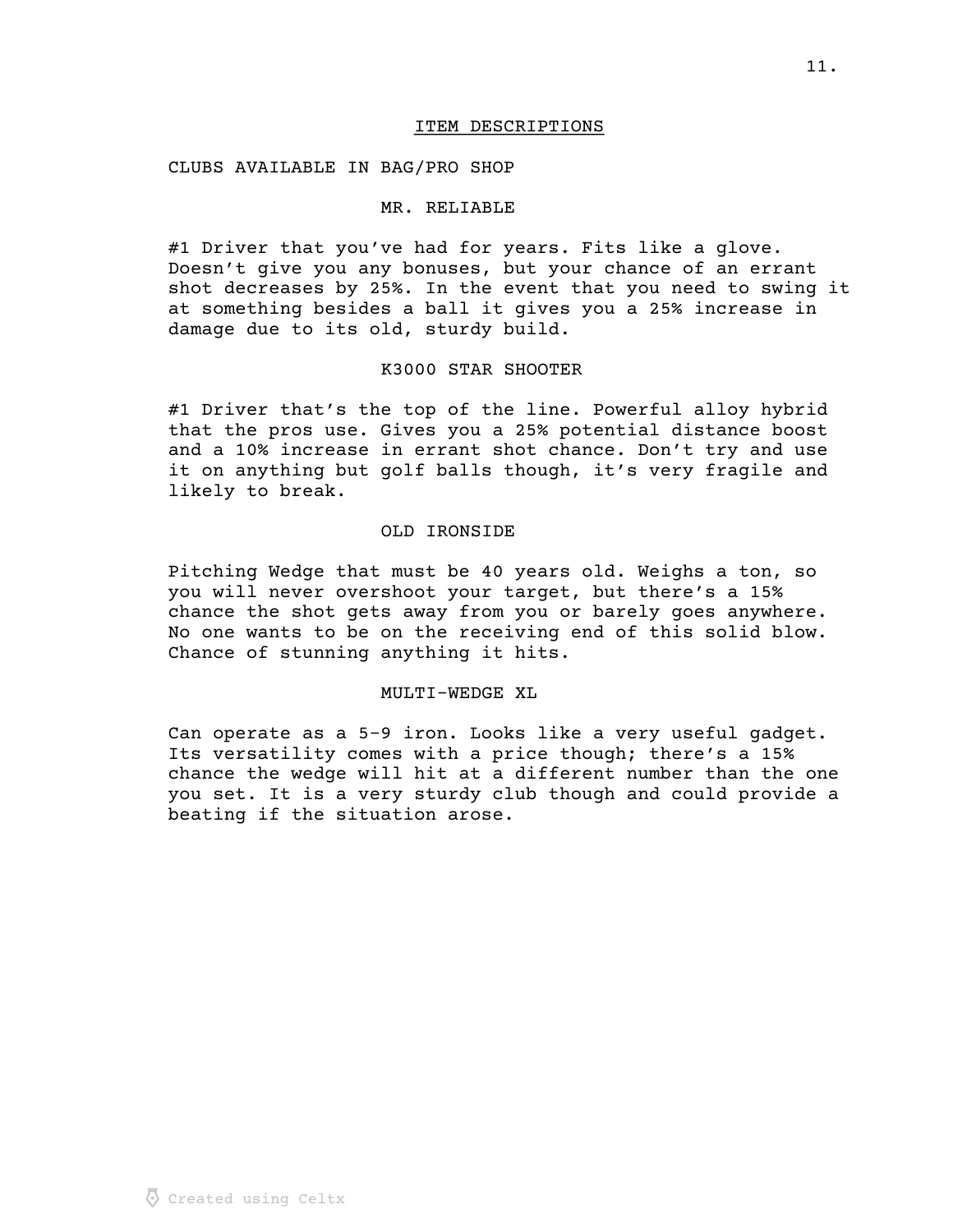## ITEM DESCRIPTIONS

CLUBS AVAILABLE IN BAG/PRO SHOP

### MR. RELIABLE

#1 Driver that you've had for years. Fits like a glove. Doesn't give you any bonuses, but your chance of an errant shot decreases by 25%. In the event that you need to swing it at something besides a ball it gives you a 25% increase in damage due to its old, sturdy build.

### K3000 STAR SHOOTER

#1 Driver that's the top of the line. Powerful alloy hybrid that the pros use. Gives you a 25% potential distance boost and a 10% increase in errant shot chance. Don't try and use it on anything but golf balls though, it's very fragile and likely to break.

### OLD IRONSIDE

Pitching Wedge that must be 40 years old. Weighs a ton, so you will never overshoot your target, but there's a 15% chance the shot gets away from you or barely goes anywhere. No one wants to be on the receiving end of this solid blow. Chance of stunning anything it hits.

### MULTI-WEDGE XL

Can operate as a 5-9 iron. Looks like a very useful gadget. Its versatility comes with a price though; there's a 15% chance the wedge will hit at a different number than the one you set. It is a very sturdy club though and could provide a beating if the situation arose.